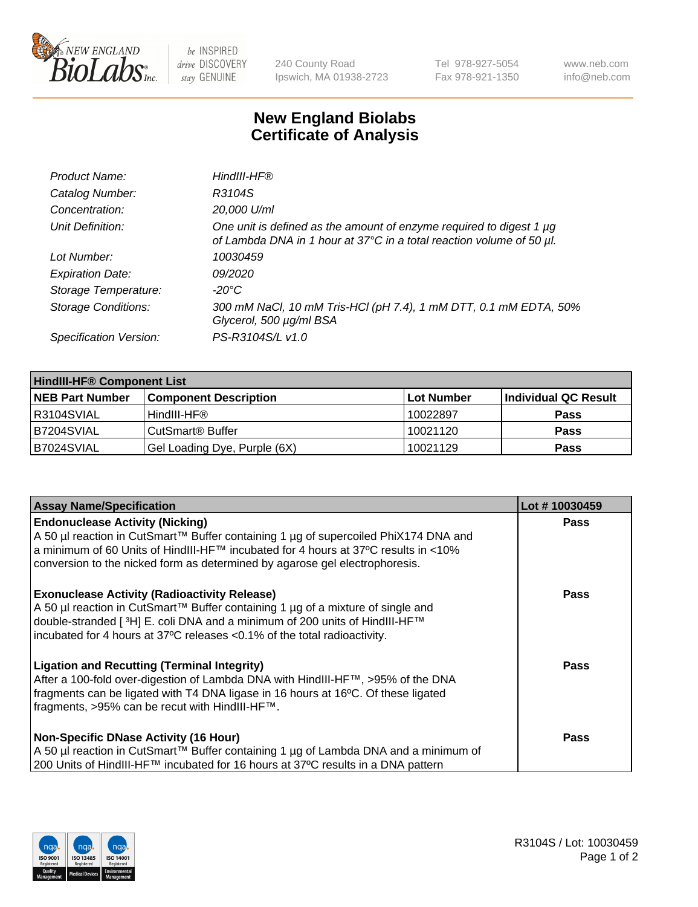240 County Road
Ipswich, MA 01938-2723

Tel 978-927-5054
Fax 978-921-1350

www.neb.com
info@neb.com

# New England Biolabs
# Certificate of Analysis

| | |
|---|---|
| *Product Name:* | *HindIII-HF®* |
| *Catalog Number:* | *R3104S* |
| *Concentration:* | *20,000 U/ml* |
| *Unit Definition:* | *One unit is defined as the amount of enzyme required to digest 1 µg of Lambda DNA in 1 hour at 37°C in a total reaction volume of 50 µl.* |
| *Lot Number:* | *10030459* |
| *Expiration Date:* | *09/2020* |
| *Storage Temperature:* | *-20°C* |
| *Storage Conditions:* | *300 mM NaCl, 10 mM Tris-HCl (pH 7.4), 1 mM DTT, 0.1 mM EDTA, 50% Glycerol, 500 µg/ml BSA* |
| *Specification Version:* | *PS-R3104S/L v1.0* |

| HindIII-HF® Component List | | | |
|---|---|---|---|
| **NEB Part Number** | **Component Description** | **Lot Number** | **Individual QC Result** |
| R3104SVIAL | HindIII-HF® | 10022897 | **Pass** |
| B7204SVIAL | CutSmart® Buffer | 10021120 | **Pass** |
| B7024SVIAL | Gel Loading Dye, Purple (6X) | 10021129 | **Pass** |

| Assay Name/Specification | Lot # 10030459 |
|---|---|
| **Endonuclease Activity (Nicking)**<br>A 50 µl reaction in CutSmart™ Buffer containing 1 µg of supercoiled PhiX174 DNA and a minimum of 60 Units of HindIII-HF™ incubated for 4 hours at 37ºC results in <10% conversion to the nicked form as determined by agarose gel electrophoresis. | **Pass** |
| **Exonuclease Activity (Radioactivity Release)**<br>A 50 µl reaction in CutSmart™ Buffer containing 1 µg of a mixture of single and double-stranded [ $^3$H] E. coli DNA and a minimum of 200 units of HindIII-HF™ incubated for 4 hours at 37ºC releases <0.1% of the total radioactivity. | **Pass** |
| **Ligation and Recutting (Terminal Integrity)**<br>After a 100-fold over-digestion of Lambda DNA with HindIII-HF™, >95% of the DNA fragments can be ligated with T4 DNA ligase in 16 hours at 16ºC. Of these ligated fragments, >95% can be recut with HindIII-HF™. | **Pass** |
| **Non-Specific DNase Activity (16 Hour)**<br>A 50 µl reaction in CutSmart™ Buffer containing 1 µg of Lambda DNA and a minimum of 200 Units of HindIII-HF™ incubated for 16 hours at 37ºC results in a DNA pattern | **Pass** |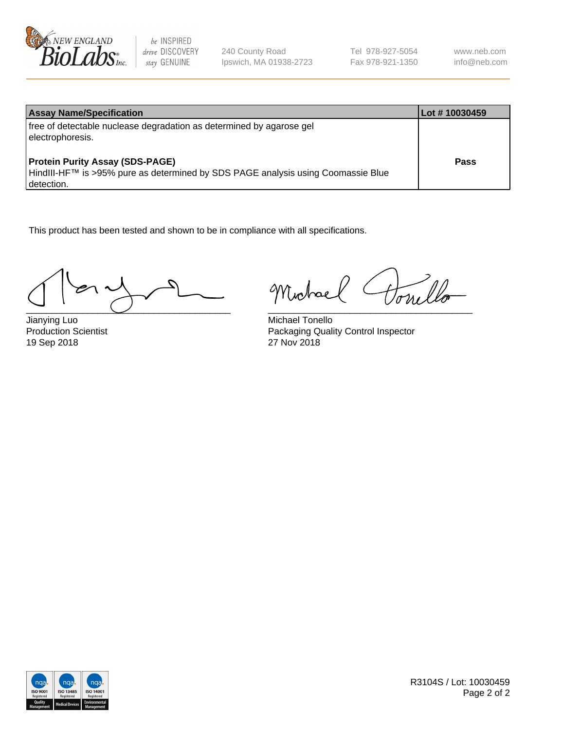NEW ENGLAND BioLabs Inc. — be INSPIRED drive DISCOVERY stay GENUINE

240 County Road
Ipswich, MA 01938-2723

Tel 978-927-5054
Fax 978-921-1350

www.neb.com
info@neb.com

| Assay Name/Specification | Lot # 10030459 |
| --- | --- |
| free of detectable nuclease degradation as determined by agarose gel electrophoresis. | |
| **Protein Purity Assay (SDS-PAGE)** HindIII-HF™ is >95% pure as determined by SDS PAGE analysis using Coomassie Blue detection. | **Pass** |

This product has been tested and shown to be in compliance with all specifications.

Jianying Luo
Production Scientist
19 Sep 2018

Michael Tonello
Packaging Quality Control Inspector
27 Nov 2018

R3104S / Lot: 10030459